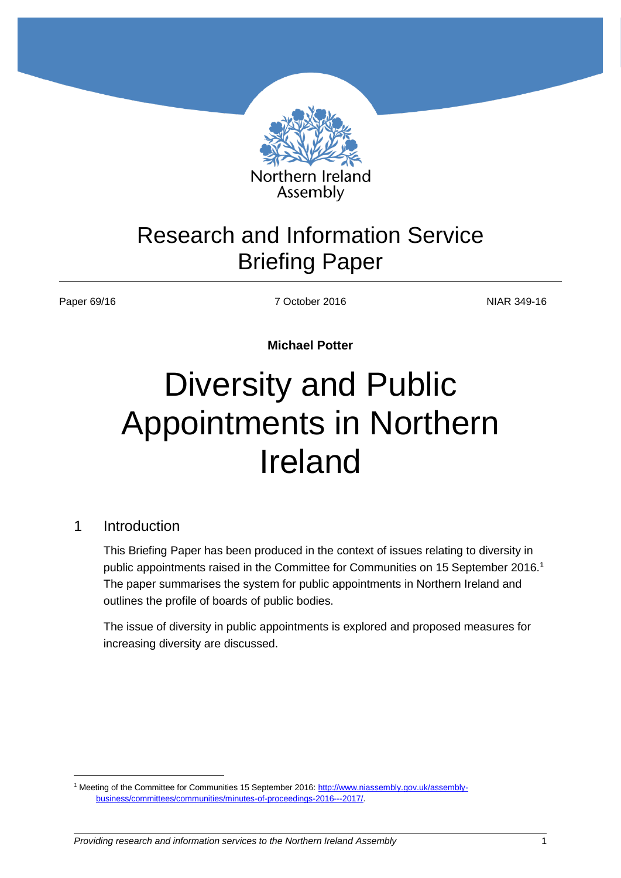Northern Ireland Assembly

# Research and Information Service Briefing Paper

Paper 69/16 | 7 October 2016 | NIAR 349-16

**Michael Potter**

# Diversity and Public Appointments in Northern Ireland

## 1 Introduction

This Briefing Paper has been produced in the context of issues relating to diversity in public appointments raised in the Committee for Communities on 15 September 2016.[1] The paper summarises the system for public appointments in Northern Ireland and outlines the profile of boards of public bodies.

The issue of diversity in public appointments is explored and proposed measures for increasing diversity are discussed.

[1] Meeting of the Committee for Communities 15 September 2016: http://www.niassembly.gov.uk/assembly-business/committees/communities/minutes-of-proceedings-2016---2017/.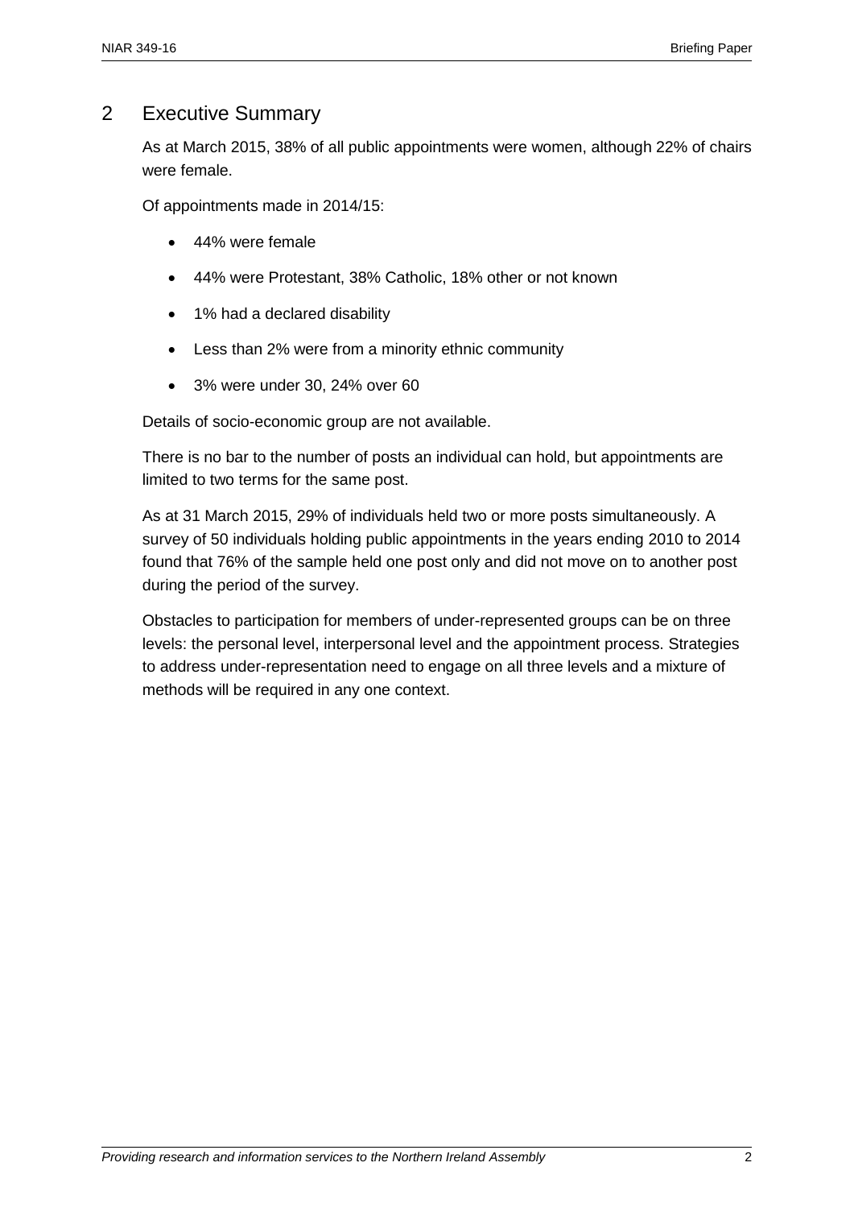## 2 Executive Summary

As at March 2015, 38% of all public appointments were women, although 22% of chairs were female.

Of appointments made in 2014/15:

- 44% were female
- 44% were Protestant, 38% Catholic, 18% other or not known
- 1% had a declared disability
- Less than 2% were from a minority ethnic community
- 3% were under 30, 24% over 60

Details of socio-economic group are not available.

There is no bar to the number of posts an individual can hold, but appointments are limited to two terms for the same post.

As at 31 March 2015, 29% of individuals held two or more posts simultaneously. A survey of 50 individuals holding public appointments in the years ending 2010 to 2014 found that 76% of the sample held one post only and did not move on to another post during the period of the survey.

Obstacles to participation for members of under-represented groups can be on three levels: the personal level, interpersonal level and the appointment process. Strategies to address under-representation need to engage on all three levels and a mixture of methods will be required in any one context.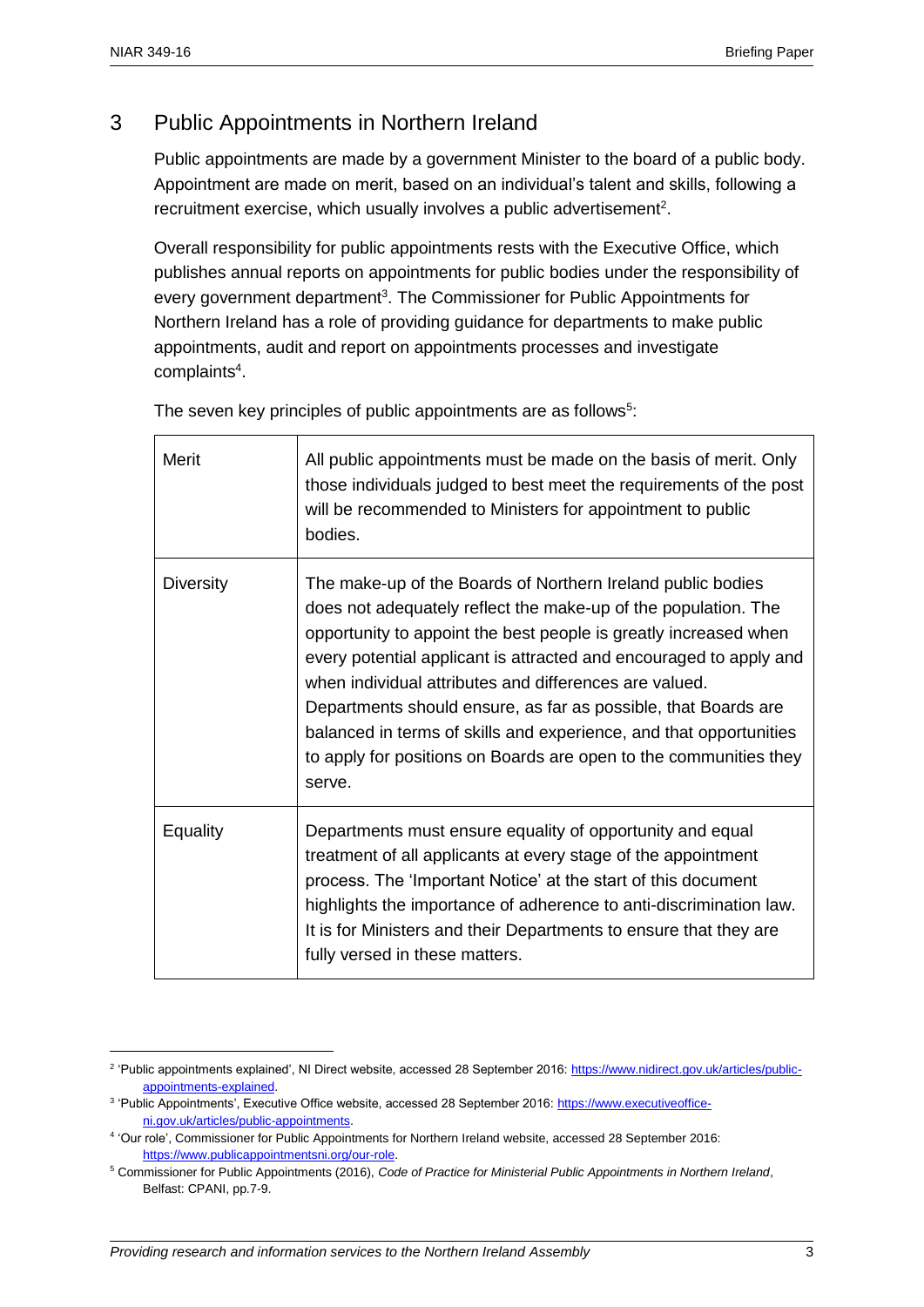## 3 Public Appointments in Northern Ireland

Public appointments are made by a government Minister to the board of a public body. Appointment are made on merit, based on an individual's talent and skills, following a recruitment exercise, which usually involves a public advertisement[2].

Overall responsibility for public appointments rests with the Executive Office, which publishes annual reports on appointments for public bodies under the responsibility of every government department[3]. The Commissioner for Public Appointments for Northern Ireland has a role of providing guidance for departments to make public appointments, audit and report on appointments processes and investigate complaints[4].

The seven key principles of public appointments are as follows[5]:

| | |
|---|---|
| Merit | All public appointments must be made on the basis of merit. Only those individuals judged to best meet the requirements of the post will be recommended to Ministers for appointment to public bodies. |
| Diversity | The make-up of the Boards of Northern Ireland public bodies does not adequately reflect the make-up of the population. The opportunity to appoint the best people is greatly increased when every potential applicant is attracted and encouraged to apply and when individual attributes and differences are valued. Departments should ensure, as far as possible, that Boards are balanced in terms of skills and experience, and that opportunities to apply for positions on Boards are open to the communities they serve. |
| Equality | Departments must ensure equality of opportunity and equal treatment of all applicants at every stage of the appointment process. The 'Important Notice' at the start of this document highlights the importance of adherence to anti-discrimination law. It is for Ministers and their Departments to ensure that they are fully versed in these matters. |

[2] 'Public appointments explained', NI Direct website, accessed 28 September 2016: https://www.nidirect.gov.uk/articles/public-appointments-explained.

[3] 'Public Appointments', Executive Office website, accessed 28 September 2016: https://www.executiveoffice-ni.gov.uk/articles/public-appointments.

[4] 'Our role', Commissioner for Public Appointments for Northern Ireland website, accessed 28 September 2016: https://www.publicappointmentsni.org/our-role.

[5] Commissioner for Public Appointments (2016), *Code of Practice for Ministerial Public Appointments in Northern Ireland*, Belfast: CPANI, pp.7-9.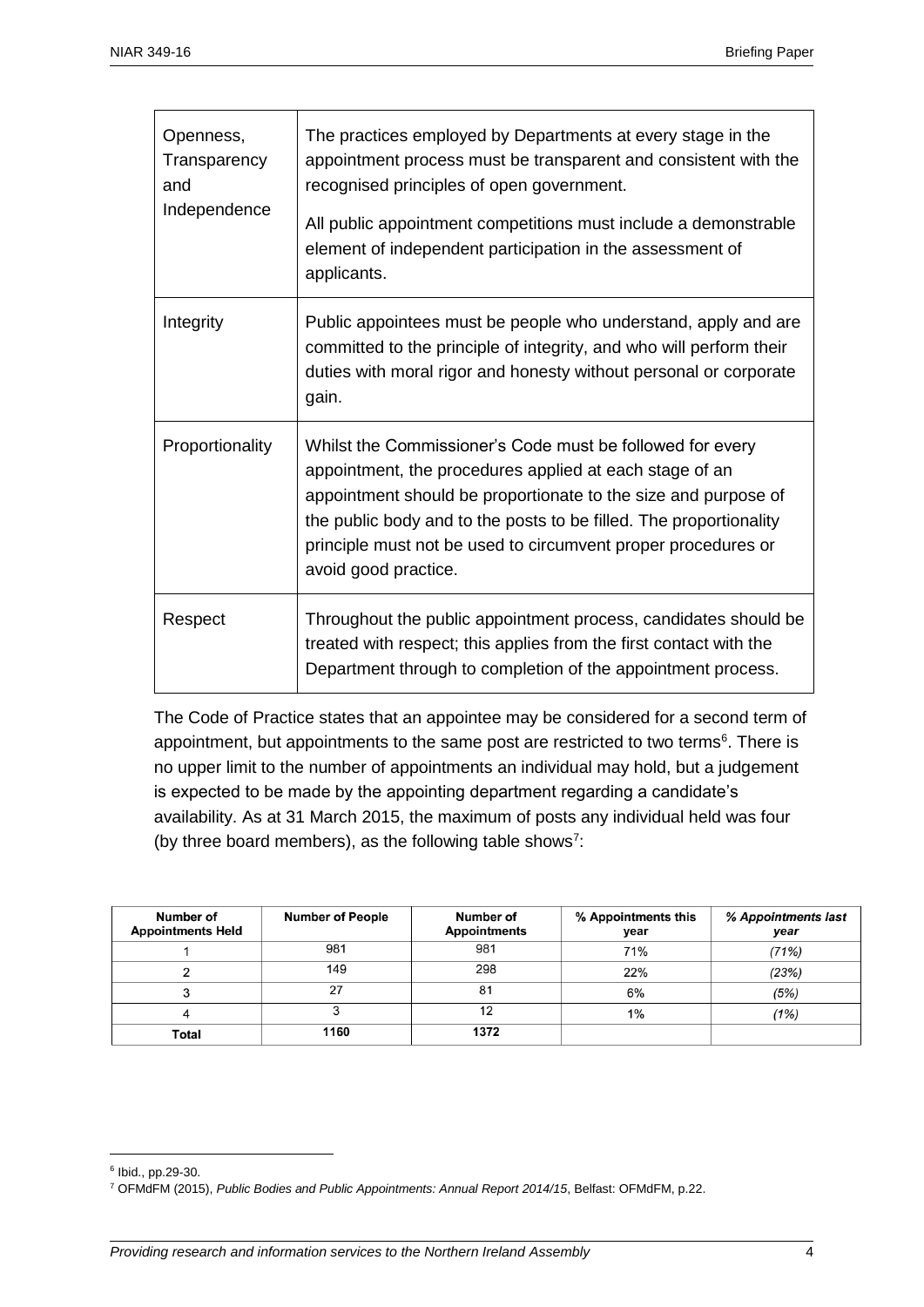| | |
|---|---|
| Openness, Transparency and Independence | The practices employed by Departments at every stage in the appointment process must be transparent and consistent with the recognised principles of open government.<br><br>All public appointment competitions must include a demonstrable element of independent participation in the assessment of applicants. |
| Integrity | Public appointees must be people who understand, apply and are committed to the principle of integrity, and who will perform their duties with moral rigor and honesty without personal or corporate gain. |
| Proportionality | Whilst the Commissioner's Code must be followed for every appointment, the procedures applied at each stage of an appointment should be proportionate to the size and purpose of the public body and to the posts to be filled. The proportionality principle must not be used to circumvent proper procedures or avoid good practice. |
| Respect | Throughout the public appointment process, candidates should be treated with respect; this applies from the first contact with the Department through to completion of the appointment process. |

The Code of Practice states that an appointee may be considered for a second term of appointment, but appointments to the same post are restricted to two terms[6]. There is no upper limit to the number of appointments an individual may hold, but a judgement is expected to be made by the appointing department regarding a candidate's availability. As at 31 March 2015, the maximum of posts any individual held was four (by three board members), as the following table shows[7]:

| Number of Appointments Held | Number of People | Number of Appointments | % Appointments this year | *% Appointments last year* |
|---|---|---|---|---|
| 1 | 981 | 981 | 71% | *(71%)* |
| 2 | 149 | 298 | 22% | *(23%)* |
| 3 | 27 | 81 | 6% | *(5%)* |
| 4 | 3 | 12 | 1% | *(1%)* |
| **Total** | **1160** | **1372** | | |

[6] Ibid., pp.29-30.

[7] OFMdFM (2015), *Public Bodies and Public Appointments: Annual Report 2014/15*, Belfast: OFMdFM, p.22.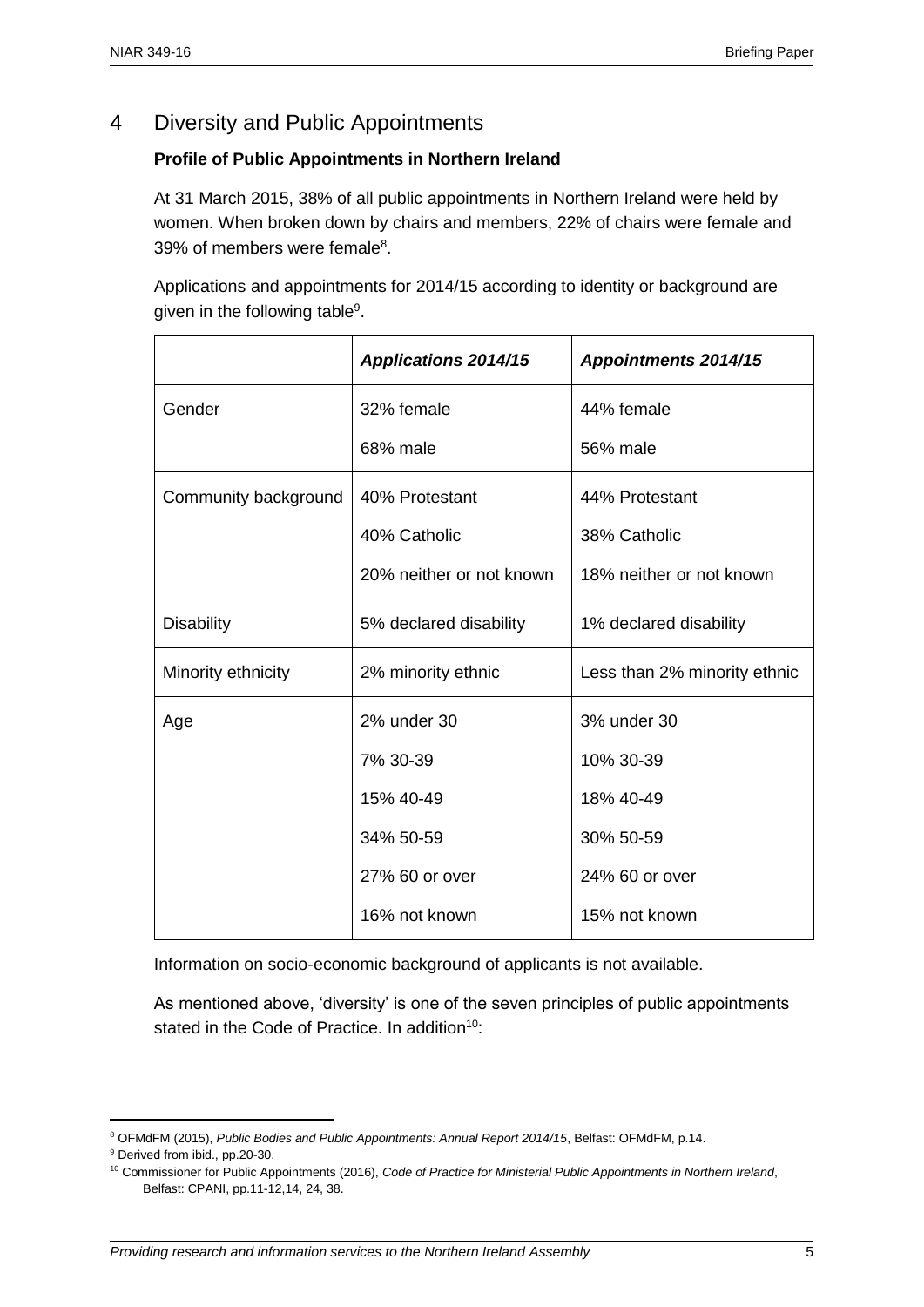# 4 Diversity and Public Appointments

**Profile of Public Appointments in Northern Ireland**

At 31 March 2015, 38% of all public appointments in Northern Ireland were held by women. When broken down by chairs and members, 22% of chairs were female and 39% of members were female[8].

Applications and appointments for 2014/15 according to identity or background are given in the following table[9].

| | ***Applications 2014/15*** | ***Appointments 2014/15*** |
|---|---|---|
| Gender | 32% female<br>68% male | 44% female<br>56% male |
| Community background | 40% Protestant<br>40% Catholic<br>20% neither or not known | 44% Protestant<br>38% Catholic<br>18% neither or not known |
| Disability | 5% declared disability | 1% declared disability |
| Minority ethnicity | 2% minority ethnic | Less than 2% minority ethnic |
| Age | 2% under 30<br>7% 30-39<br>15% 40-49<br>34% 50-59<br>27% 60 or over<br>16% not known | 3% under 30<br>10% 30-39<br>18% 40-49<br>30% 50-59<br>24% 60 or over<br>15% not known |

Information on socio-economic background of applicants is not available.

As mentioned above, 'diversity' is one of the seven principles of public appointments stated in the Code of Practice. In addition[10]:

---

[8] OFMdFM (2015), *Public Bodies and Public Appointments: Annual Report 2014/15*, Belfast: OFMdFM, p.14.

[9] Derived from ibid., pp.20-30.

[10] Commissioner for Public Appointments (2016), *Code of Practice for Ministerial Public Appointments in Northern Ireland*, Belfast: CPANI, pp.11-12,14, 24, 38.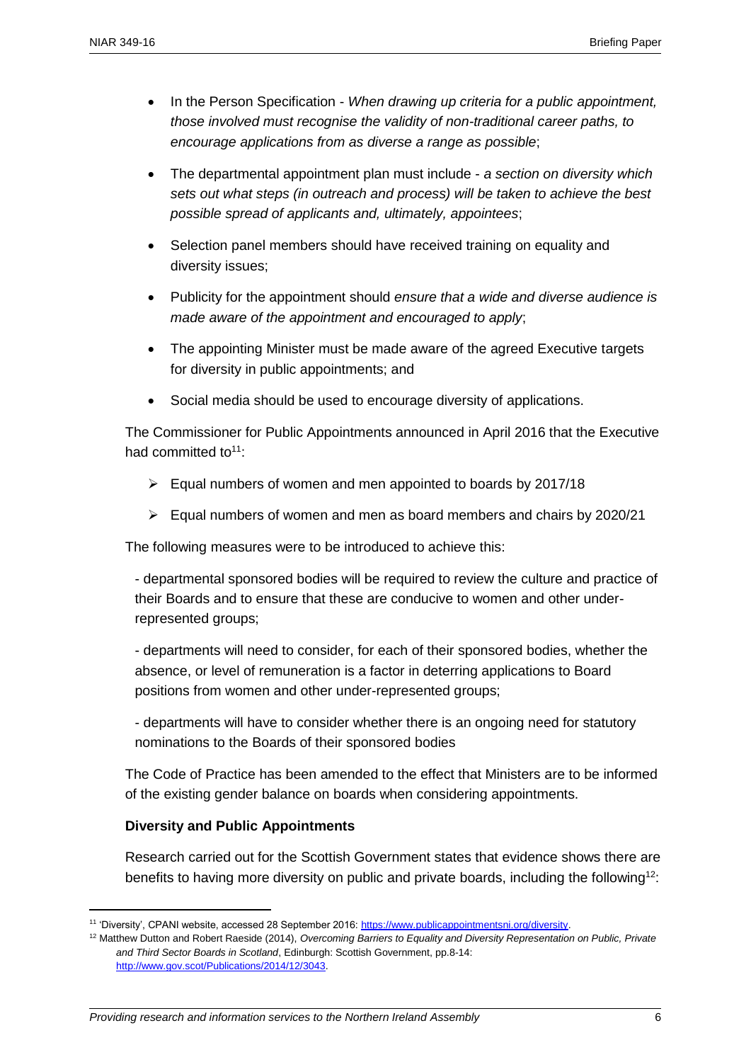- In the Person Specification - *When drawing up criteria for a public appointment, those involved must recognise the validity of non-traditional career paths, to encourage applications from as diverse a range as possible*;
- The departmental appointment plan must include - *a section on diversity which sets out what steps (in outreach and process) will be taken to achieve the best possible spread of applicants and, ultimately, appointees*;
- Selection panel members should have received training on equality and diversity issues;
- Publicity for the appointment should *ensure that a wide and diverse audience is made aware of the appointment and encouraged to apply*;
- The appointing Minister must be made aware of the agreed Executive targets for diversity in public appointments; and
- Social media should be used to encourage diversity of applications.

The Commissioner for Public Appointments announced in April 2016 that the Executive had committed to[11]:

- Equal numbers of women and men appointed to boards by 2017/18
- Equal numbers of women and men as board members and chairs by 2020/21

The following measures were to be introduced to achieve this:

- departmental sponsored bodies will be required to review the culture and practice of their Boards and to ensure that these are conducive to women and other under-represented groups;

- departments will need to consider, for each of their sponsored bodies, whether the absence, or level of remuneration is a factor in deterring applications to Board positions from women and other under-represented groups;

- departments will have to consider whether there is an ongoing need for statutory nominations to the Boards of their sponsored bodies

The Code of Practice has been amended to the effect that Ministers are to be informed of the existing gender balance on boards when considering appointments.

**Diversity and Public Appointments**

Research carried out for the Scottish Government states that evidence shows there are benefits to having more diversity on public and private boards, including the following[12]:

---

[11] 'Diversity', CPANI website, accessed 28 September 2016: https://www.publicappointmentsni.org/diversity.

[12] Matthew Dutton and Robert Raeside (2014), *Overcoming Barriers to Equality and Diversity Representation on Public, Private and Third Sector Boards in Scotland*, Edinburgh: Scottish Government, pp.8-14: http://www.gov.scot/Publications/2014/12/3043.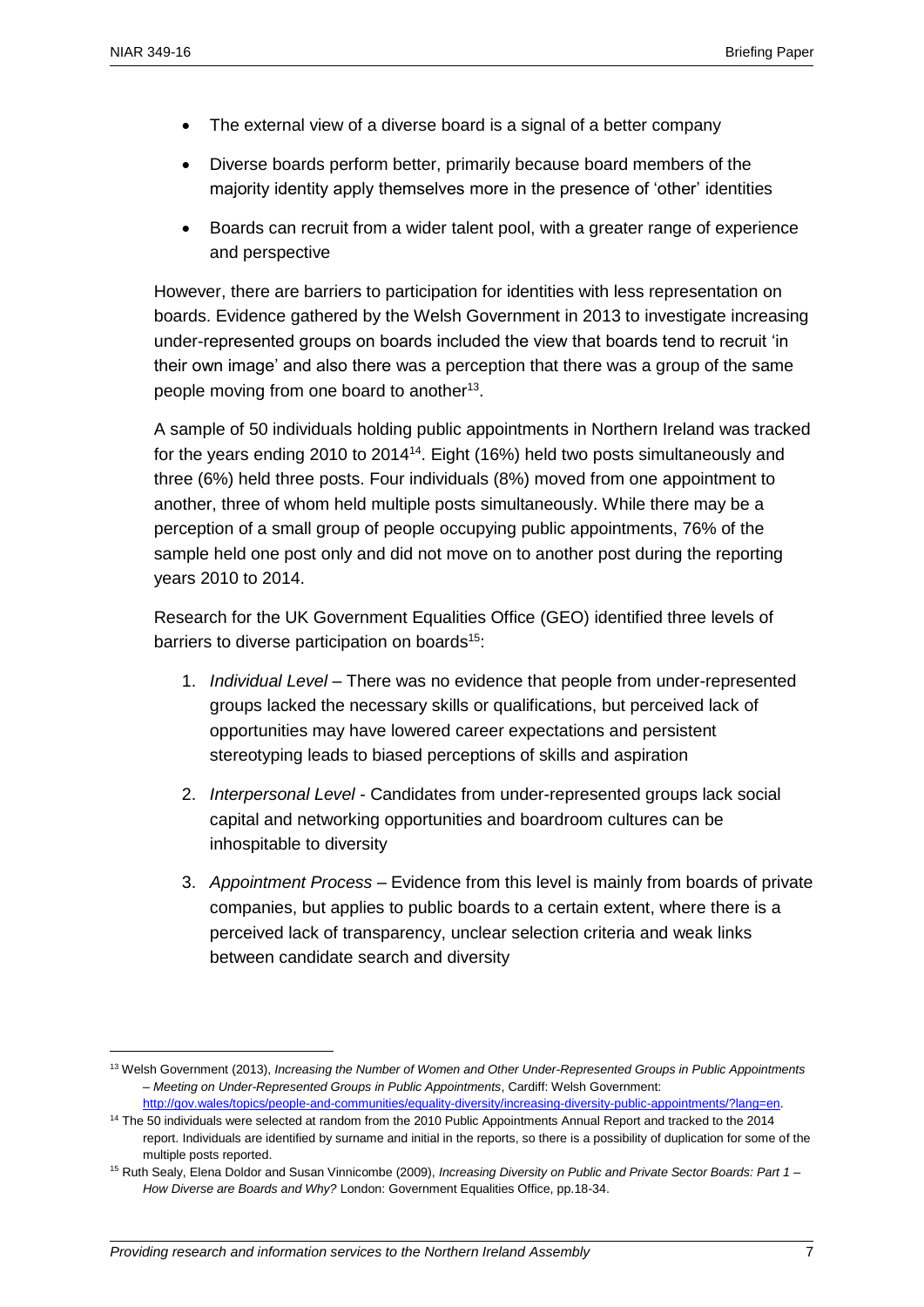- The external view of a diverse board is a signal of a better company
- Diverse boards perform better, primarily because board members of the majority identity apply themselves more in the presence of 'other' identities
- Boards can recruit from a wider talent pool, with a greater range of experience and perspective

However, there are barriers to participation for identities with less representation on boards. Evidence gathered by the Welsh Government in 2013 to investigate increasing under-represented groups on boards included the view that boards tend to recruit 'in their own image' and also there was a perception that there was a group of the same people moving from one board to another[13].

A sample of 50 individuals holding public appointments in Northern Ireland was tracked for the years ending 2010 to 2014[14]. Eight (16%) held two posts simultaneously and three (6%) held three posts. Four individuals (8%) moved from one appointment to another, three of whom held multiple posts simultaneously. While there may be a perception of a small group of people occupying public appointments, 76% of the sample held one post only and did not move on to another post during the reporting years 2010 to 2014.

Research for the UK Government Equalities Office (GEO) identified three levels of barriers to diverse participation on boards[15]:

1. *Individual Level* – There was no evidence that people from under-represented groups lacked the necessary skills or qualifications, but perceived lack of opportunities may have lowered career expectations and persistent stereotyping leads to biased perceptions of skills and aspiration
2. *Interpersonal Level* - Candidates from under-represented groups lack social capital and networking opportunities and boardroom cultures can be inhospitable to diversity
3. *Appointment Process* – Evidence from this level is mainly from boards of private companies, but applies to public boards to a certain extent, where there is a perceived lack of transparency, unclear selection criteria and weak links between candidate search and diversity

---

[13] Welsh Government (2013), *Increasing the Number of Women and Other Under-Represented Groups in Public Appointments – Meeting on Under-Represented Groups in Public Appointments*, Cardiff: Welsh Government: http://gov.wales/topics/people-and-communities/equality-diversity/increasing-diversity-public-appointments/?lang=en.

[14] The 50 individuals were selected at random from the 2010 Public Appointments Annual Report and tracked to the 2014 report. Individuals are identified by surname and initial in the reports, so there is a possibility of duplication for some of the multiple posts reported.

[15] Ruth Sealy, Elena Doldor and Susan Vinnicombe (2009), *Increasing Diversity on Public and Private Sector Boards: Part 1 – How Diverse are Boards and Why?* London: Government Equalities Office, pp.18-34.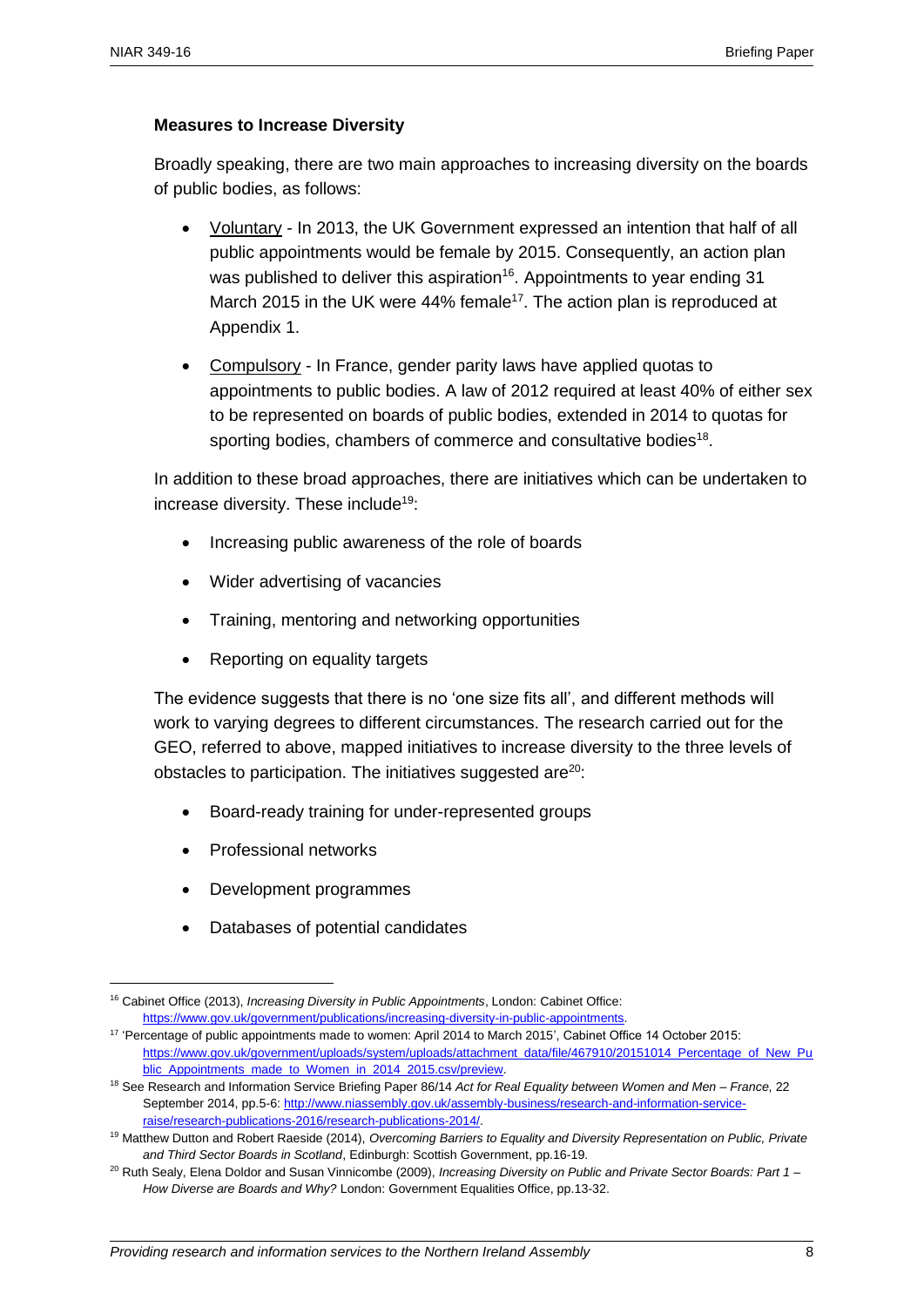**Measures to Increase Diversity**

Broadly speaking, there are two main approaches to increasing diversity on the boards of public bodies, as follows:

- Voluntary - In 2013, the UK Government expressed an intention that half of all public appointments would be female by 2015. Consequently, an action plan was published to deliver this aspiration[16]. Appointments to year ending 31 March 2015 in the UK were 44% female[17]. The action plan is reproduced at Appendix 1.
- Compulsory - In France, gender parity laws have applied quotas to appointments to public bodies. A law of 2012 required at least 40% of either sex to be represented on boards of public bodies, extended in 2014 to quotas for sporting bodies, chambers of commerce and consultative bodies[18].

In addition to these broad approaches, there are initiatives which can be undertaken to increase diversity. These include[19]:

- Increasing public awareness of the role of boards
- Wider advertising of vacancies
- Training, mentoring and networking opportunities
- Reporting on equality targets

The evidence suggests that there is no 'one size fits all', and different methods will work to varying degrees to different circumstances. The research carried out for the GEO, referred to above, mapped initiatives to increase diversity to the three levels of obstacles to participation. The initiatives suggested are[20]:

- Board-ready training for under-represented groups
- Professional networks
- Development programmes
- Databases of potential candidates

---

[16] Cabinet Office (2013), *Increasing Diversity in Public Appointments*, London: Cabinet Office: https://www.gov.uk/government/publications/increasing-diversity-in-public-appointments.

[17] 'Percentage of public appointments made to women: April 2014 to March 2015', Cabinet Office 14 October 2015: https://www.gov.uk/government/uploads/system/uploads/attachment_data/file/467910/20151014_Percentage_of_New_Public_Appointments_made_to_Women_in_2014_2015.csv/preview.

[18] See Research and Information Service Briefing Paper 86/14 *Act for Real Equality between Women and Men – France*, 22 September 2014, pp.5-6: http://www.niassembly.gov.uk/assembly-business/research-and-information-service-raise/research-publications-2016/research-publications-2014/.

[19] Matthew Dutton and Robert Raeside (2014), *Overcoming Barriers to Equality and Diversity Representation on Public, Private and Third Sector Boards in Scotland*, Edinburgh: Scottish Government, pp.16-19.

[20] Ruth Sealy, Elena Doldor and Susan Vinnicombe (2009), *Increasing Diversity on Public and Private Sector Boards: Part 1 – How Diverse are Boards and Why?* London: Government Equalities Office, pp.13-32.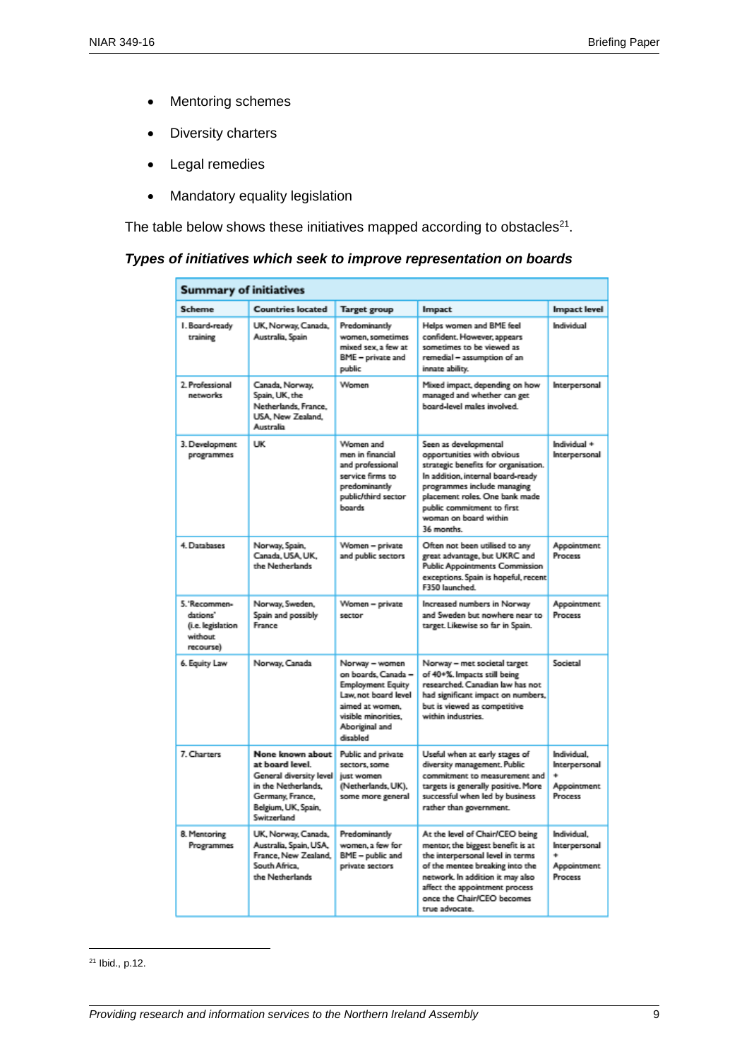- Mentoring schemes
- Diversity charters
- Legal remedies
- Mandatory equality legislation

The table below shows these initiatives mapped according to obstacles[21].

***Types of initiatives which seek to improve representation on boards***

| **Summary of initiatives** | | | | |
|---|---|---|---|---|
| **Scheme** | **Countries located** | **Target group** | **Impact** | **Impact level** |
| 1. Board-ready training | UK, Norway, Canada, Australia, Spain | Predominantly women, sometimes mixed sex, a few at BME – private and public | Helps women and BME feel confident. However, appears sometimes to be viewed as remedial – assumption of an innate ability. | Individual |
| 2. Professional networks | Canada, Norway, Spain, UK, the Netherlands, France, USA, New Zealand, Australia | Women | Mixed impact, depending on how managed and whether can get board-level males involved. | Interpersonal |
| 3. Development programmes | UK | Women and men in financial and professional service firms to predominantly public/third sector boards | Seen as developmental opportunities with obvious strategic benefits for organisation. In addition, internal board-ready programmes include managing placement roles. One bank made public commitment to first woman on board within 36 months. | Individual + Interpersonal |
| 4. Databases | Norway, Spain, Canada, USA, UK, the Netherlands | Women – private and public sectors | Often not been utilised to any great advantage, but UKRC and Public Appointments Commission exceptions. Spain is hopeful, recent F350 launched. | Appointment Process |
| 5. 'Recommendations' (i.e. legislation without recourse) | Norway, Sweden, Spain and possibly France | Women – private sector | Increased numbers in Norway and Sweden but nowhere near to target. Likewise so far in Spain. | Appointment Process |
| 6. Equity Law | Norway, Canada | Norway – women on boards, Canada – Employment Equity Law, not board level aimed at women, visible minorities, Aboriginal and disabled | Norway – met societal target of 40+%. Impacts still being researched. Canadian law has not had significant impact on numbers, but is viewed as competitive within industries. | Societal |
| 7. Charters | None known about at board level. General diversity level in the Netherlands, Germany, France, Belgium, UK, Spain, Switzerland | Public and private sectors, some just women (Netherlands, UK), some more general | Useful when at early stages of diversity management. Public commitment to measurement and targets is generally positive. More successful when led by business rather than government. | Individual, Interpersonal + Appointment Process |
| 8. Mentoring Programmes | UK, Norway, Canada, Australia, Spain, USA, France, New Zealand, South Africa, the Netherlands | Predominantly women, a few for BME – public and private sectors | At the level of Chair/CEO being mentor, the biggest benefit is at the interpersonal level in terms of the mentee breaking into the network. In addition it may also affect the appointment process once the Chair/CEO becomes true advocate. | Individual, Interpersonal + Appointment Process |

[21] Ibid., p.12.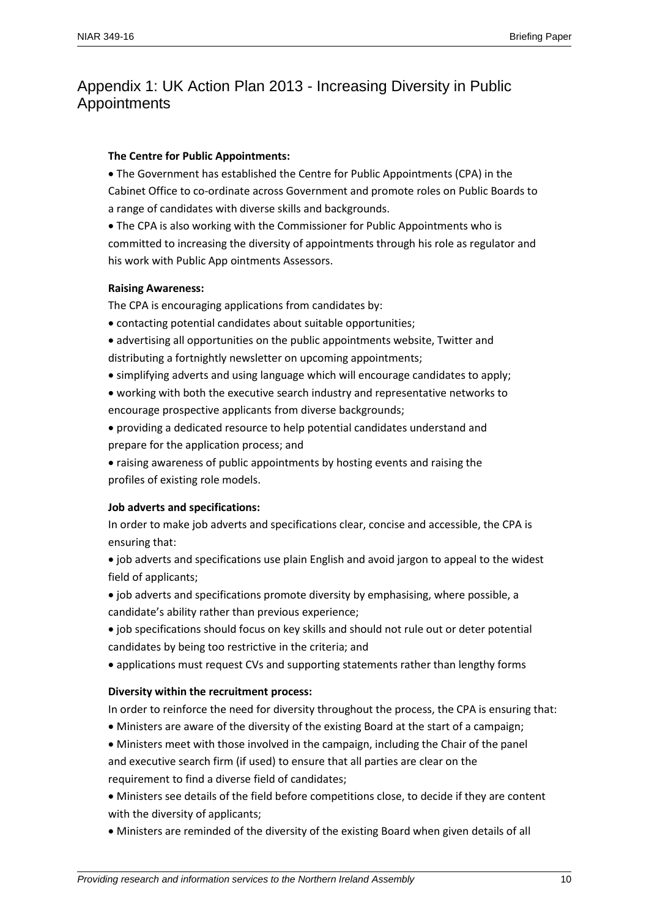# Appendix 1: UK Action Plan 2013 - Increasing Diversity in Public Appointments

**The Centre for Public Appointments:**

- The Government has established the Centre for Public Appointments (CPA) in the Cabinet Office to co-ordinate across Government and promote roles on Public Boards to a range of candidates with diverse skills and backgrounds.
- The CPA is also working with the Commissioner for Public Appointments who is committed to increasing the diversity of appointments through his role as regulator and his work with Public App ointments Assessors.

**Raising Awareness:**

The CPA is encouraging applications from candidates by:

- contacting potential candidates about suitable opportunities;
- advertising all opportunities on the public appointments website, Twitter and distributing a fortnightly newsletter on upcoming appointments;
- simplifying adverts and using language which will encourage candidates to apply;
- working with both the executive search industry and representative networks to encourage prospective applicants from diverse backgrounds;
- providing a dedicated resource to help potential candidates understand and prepare for the application process; and
- raising awareness of public appointments by hosting events and raising the profiles of existing role models.

**Job adverts and specifications:**

In order to make job adverts and specifications clear, concise and accessible, the CPA is ensuring that:

- job adverts and specifications use plain English and avoid jargon to appeal to the widest field of applicants;
- job adverts and specifications promote diversity by emphasising, where possible, a candidate's ability rather than previous experience;
- job specifications should focus on key skills and should not rule out or deter potential candidates by being too restrictive in the criteria; and
- applications must request CVs and supporting statements rather than lengthy forms

**Diversity within the recruitment process:**

In order to reinforce the need for diversity throughout the process, the CPA is ensuring that:

- Ministers are aware of the diversity of the existing Board at the start of a campaign;
- Ministers meet with those involved in the campaign, including the Chair of the panel and executive search firm (if used) to ensure that all parties are clear on the requirement to find a diverse field of candidates;
- Ministers see details of the field before competitions close, to decide if they are content with the diversity of applicants;
- Ministers are reminded of the diversity of the existing Board when given details of all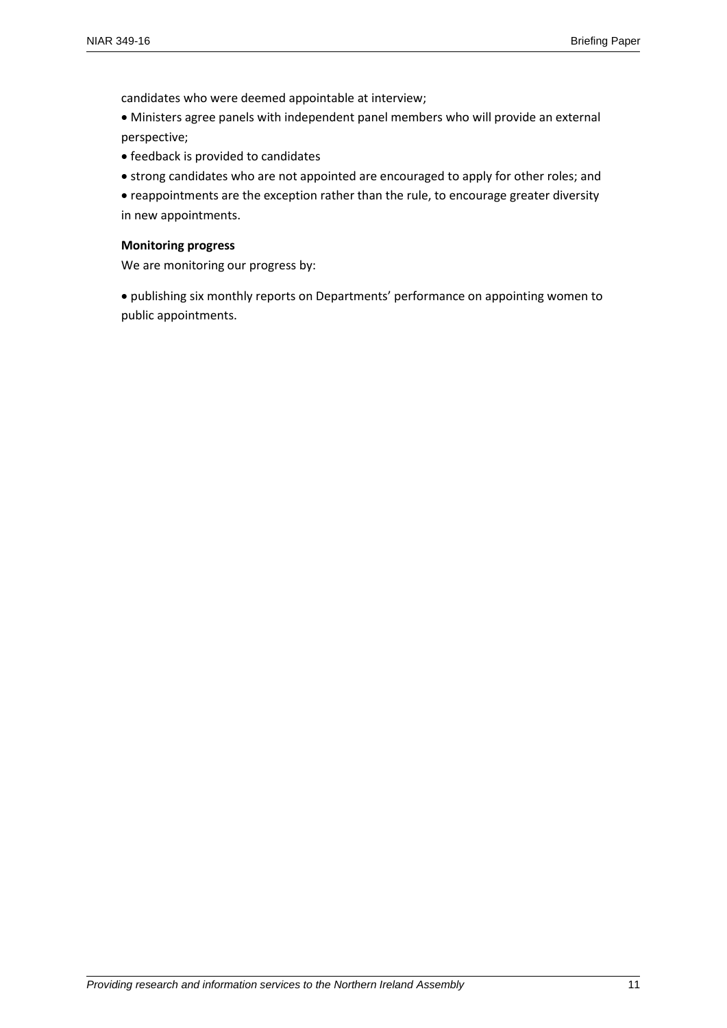candidates who were deemed appointable at interview;

- Ministers agree panels with independent panel members who will provide an external perspective;
- feedback is provided to candidates
- strong candidates who are not appointed are encouraged to apply for other roles; and
- reappointments are the exception rather than the rule, to encourage greater diversity in new appointments.

**Monitoring progress**

We are monitoring our progress by:

- publishing six monthly reports on Departments' performance on appointing women to public appointments.